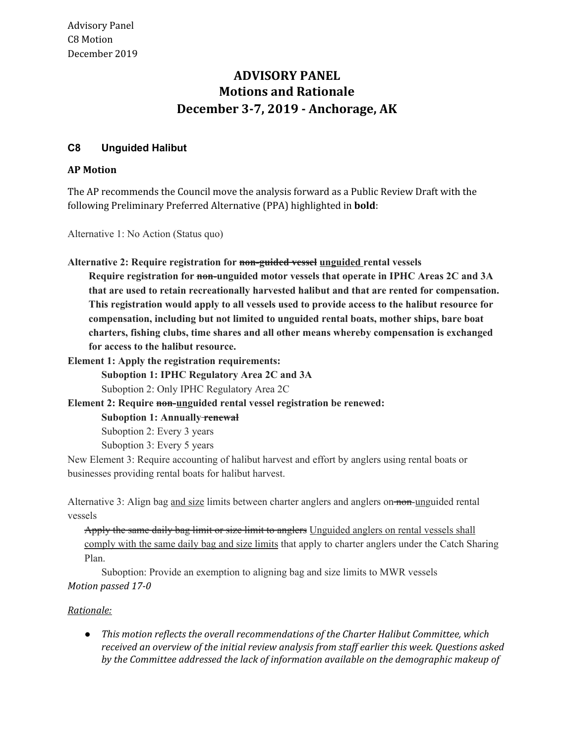# ADVISORY PANEL
## Motions and Rationale
## December 3-7, 2019 - Anchorage, AK

### C8 Unguided Halibut

**AP Motion**

The AP recommends the Council move the analysis forward as a Public Review Draft with the following Preliminary Preferred Alternative (PPA) highlighted in **bold**:

Alternative 1: No Action (Status quo)

**Alternative 2: Require registration for ~~non-guided vessel~~ <u>unguided</u> rental vessels**

> **Require registration for ~~non-~~unguided motor vessels that operate in IPHC Areas 2C and 3A that are used to retain recreationally harvested halibut and that are rented for compensation. This registration would apply to all vessels used to provide access to the halibut resource for compensation, including but not limited to unguided rental boats, mother ships, bare boat charters, fishing clubs, time shares and all other means whereby compensation is exchanged for access to the halibut resource.**

**Element 1: Apply the registration requirements:**

> **Suboption 1: IPHC Regulatory Area 2C and 3A**
>
> Suboption 2: Only IPHC Regulatory Area 2C

**Element 2: Require ~~non-~~<u>un</u>guided rental vessel registration be renewed:**

> **Suboption 1: Annually ~~renewal~~**
>
> Suboption 2: Every 3 years
>
> Suboption 3: Every 5 years

New Element 3: Require accounting of halibut harvest and effort by anglers using rental boats or businesses providing rental boats for halibut harvest.

Alternative 3: Align bag <u>and size</u> limits between charter anglers and anglers on ~~non-~~<u>un</u>guided rental vessels

> ~~Apply the same daily bag limit or size limit to anglers~~ <u>Unguided anglers on rental vessels shall comply with the same daily bag and size limits</u> that apply to charter anglers under the Catch Sharing Plan.
>
> Suboption: Provide an exemption to aligning bag and size limits to MWR vessels

*Motion passed 17-0*

*<u>Rationale:</u>*

- *This motion reflects the overall recommendations of the Charter Halibut Committee, which received an overview of the initial review analysis from staff earlier this week. Questions asked by the Committee addressed the lack of information available on the demographic makeup of*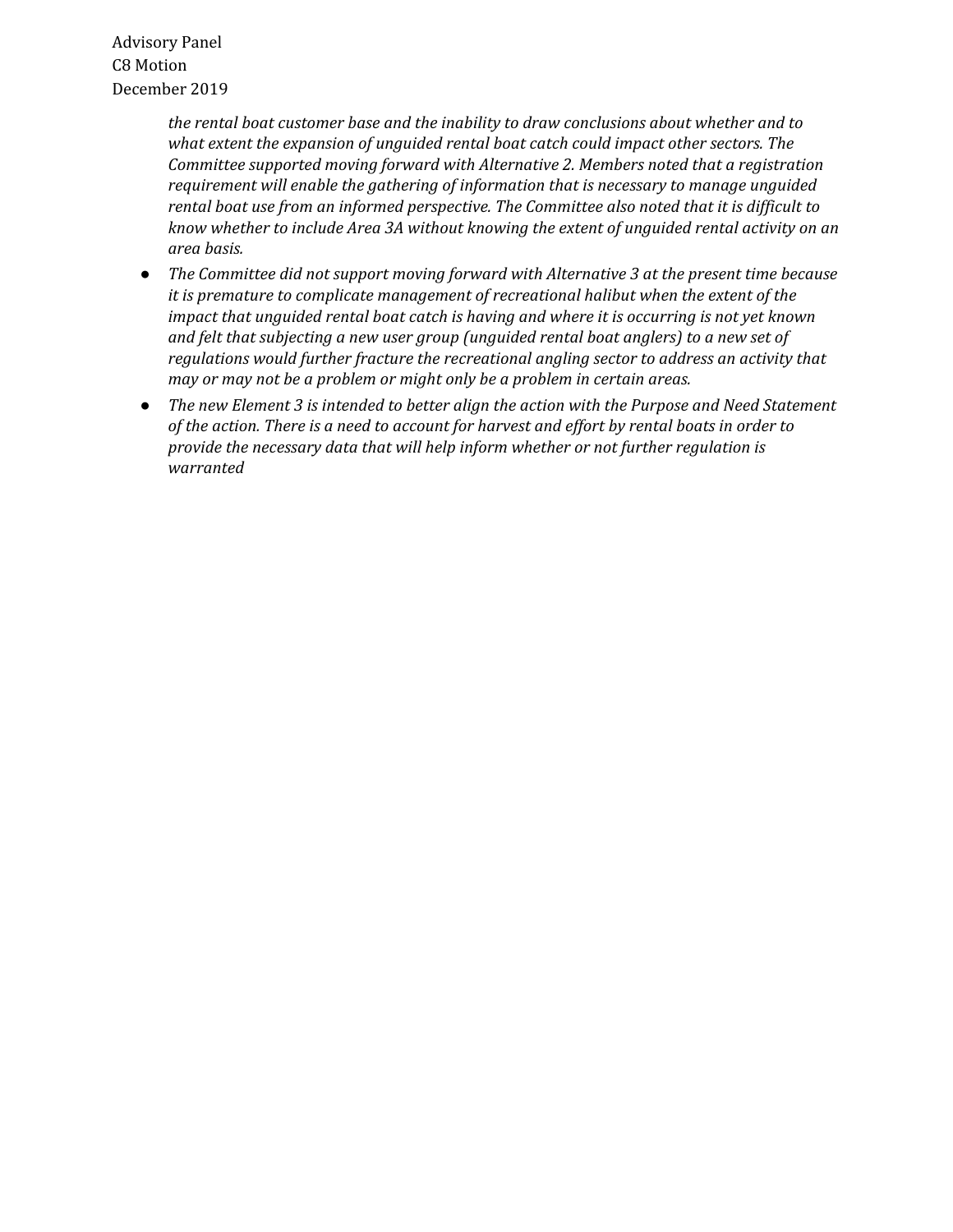*the rental boat customer base and the inability to draw conclusions about whether and to what extent the expansion of unguided rental boat catch could impact other sectors. The Committee supported moving forward with Alternative 2. Members noted that a registration requirement will enable the gathering of information that is necessary to manage unguided rental boat use from an informed perspective. The Committee also noted that it is difficult to know whether to include Area 3A without knowing the extent of unguided rental activity on an area basis.*

- *The Committee did not support moving forward with Alternative 3 at the present time because it is premature to complicate management of recreational halibut when the extent of the impact that unguided rental boat catch is having and where it is occurring is not yet known and felt that subjecting a new user group (unguided rental boat anglers) to a new set of regulations would further fracture the recreational angling sector to address an activity that may or may not be a problem or might only be a problem in certain areas.*
- *The new Element 3 is intended to better align the action with the Purpose and Need Statement of the action. There is a need to account for harvest and effort by rental boats in order to provide the necessary data that will help inform whether or not further regulation is warranted*